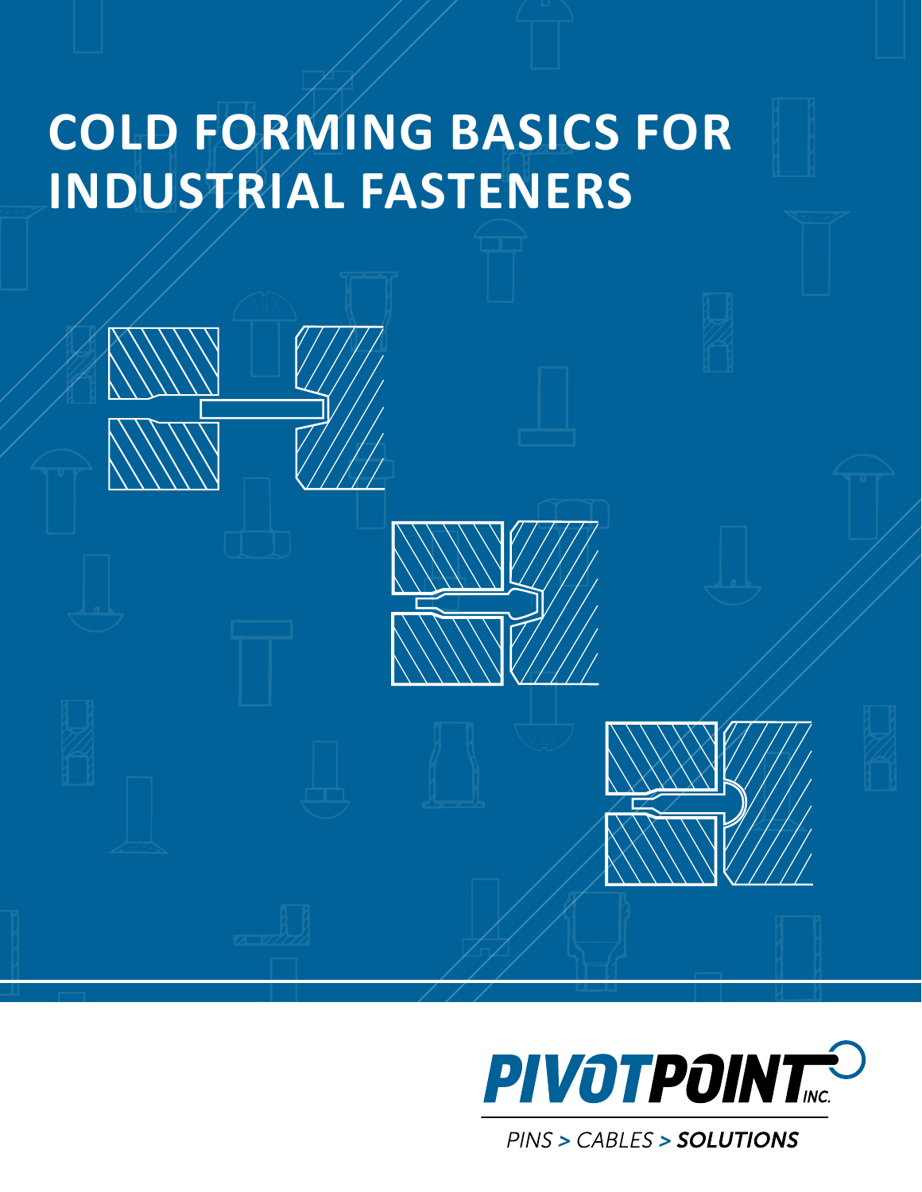# COLD FORMING BASICS FOR INDUSTRIAL FASTENERS

PIVOTPOINT INC.

PINS > CABLES > **SOLUTIONS**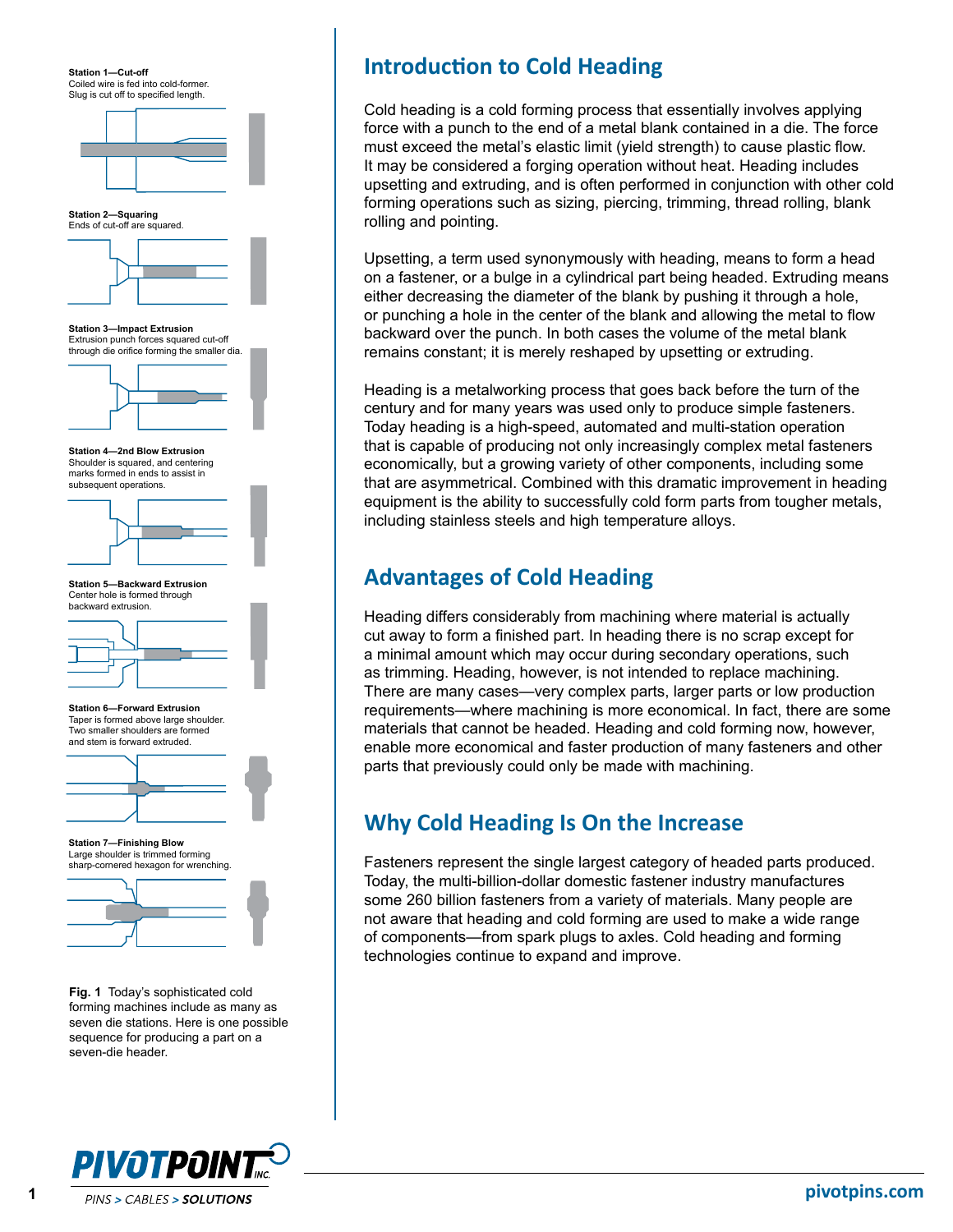**Station 1—Cut-off**
Coiled wire is fed into cold-former. Slug is cut off to specified length.

**Station 2—Squaring**
Ends of cut-off are squared.

**Station 3—Impact Extrusion**
Extrusion punch forces squared cut-off through die orifice forming the smaller dia.

**Station 4—2nd Blow Extrusion**
Shoulder is squared, and centering marks formed in ends to assist in subsequent operations.

**Station 5—Backward Extrusion**
Center hole is formed through backward extrusion.

**Station 6—Forward Extrusion**
Taper is formed above large shoulder. Two smaller shoulders are formed and stem is forward extruded.

**Station 7—Finishing Blow**
Large shoulder is trimmed forming sharp-cornered hexagon for wrenching.

**Fig. 1** Today's sophisticated cold forming machines include as many as seven die stations. Here is one possible sequence for producing a part on a seven-die header.

## Introduction to Cold Heading

Cold heading is a cold forming process that essentially involves applying force with a punch to the end of a metal blank contained in a die. The force must exceed the metal's elastic limit (yield strength) to cause plastic flow. It may be considered a forging operation without heat. Heading includes upsetting and extruding, and is often performed in conjunction with other cold forming operations such as sizing, piercing, trimming, thread rolling, blank rolling and pointing.

Upsetting, a term used synonymously with heading, means to form a head on a fastener, or a bulge in a cylindrical part being headed. Extruding means either decreasing the diameter of the blank by pushing it through a hole, or punching a hole in the center of the blank and allowing the metal to flow backward over the punch. In both cases the volume of the metal blank remains constant; it is merely reshaped by upsetting or extruding.

Heading is a metalworking process that goes back before the turn of the century and for many years was used only to produce simple fasteners. Today heading is a high-speed, automated and multi-station operation that is capable of producing not only increasingly complex metal fasteners economically, but a growing variety of other components, including some that are asymmetrical. Combined with this dramatic improvement in heading equipment is the ability to successfully cold form parts from tougher metals, including stainless steels and high temperature alloys.

## Advantages of Cold Heading

Heading differs considerably from machining where material is actually cut away to form a finished part. In heading there is no scrap except for a minimal amount which may occur during secondary operations, such as trimming. Heading, however, is not intended to replace machining. There are many cases—very complex parts, larger parts or low production requirements—where machining is more economical. In fact, there are some materials that cannot be headed. Heading and cold forming now, however, enable more economical and faster production of many fasteners and other parts that previously could only be made with machining.

## Why Cold Heading Is On the Increase

Fasteners represent the single largest category of headed parts produced. Today, the multi-billion-dollar domestic fastener industry manufactures some 260 billion fasteners from a variety of materials. Many people are not aware that heading and cold forming are used to make a wide range of components—from spark plugs to axles. Cold heading and forming technologies continue to expand and improve.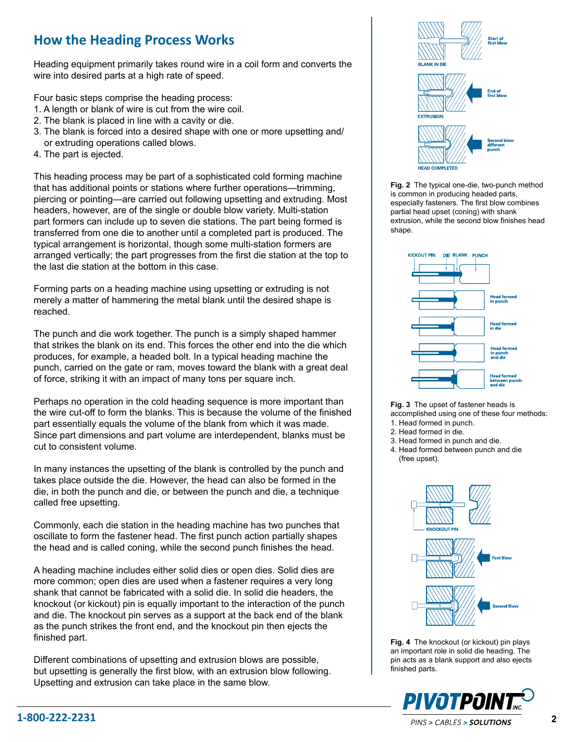## How the Heading Process Works

Heading equipment primarily takes round wire in a coil form and converts the wire into desired parts at a high rate of speed.

Four basic steps comprise the heading process:

1. A length or blank of wire is cut from the wire coil.
2. The blank is placed in line with a cavity or die.
3. The blank is forced into a desired shape with one or more upsetting and/or extruding operations called blows.
4. The part is ejected.

This heading process may be part of a sophisticated cold forming machine that has additional points or stations where further operations—trimming, piercing or pointing—are carried out following upsetting and extruding. Most headers, however, are of the single or double blow variety. Multi-station part formers can include up to seven die stations. The part being formed is transferred from one die to another until a completed part is produced. The typical arrangement is horizontal, though some multi-station formers are arranged vertically; the part progresses from the first die station at the top to the last die station at the bottom in this case.

Forming parts on a heading machine using upsetting or extruding is not merely a matter of hammering the metal blank until the desired shape is reached.

The punch and die work together. The punch is a simply shaped hammer that strikes the blank on its end. This forces the other end into the die which produces, for example, a headed bolt. In a typical heading machine the punch, carried on the gate or ram, moves toward the blank with a great deal of force, striking it with an impact of many tons per square inch.

Perhaps no operation in the cold heading sequence is more important than the wire cut-off to form the blanks. This is because the volume of the finished part essentially equals the volume of the blank from which it was made. Since part dimensions and part volume are interdependent, blanks must be cut to consistent volume.

In many instances the upsetting of the blank is controlled by the punch and takes place outside the die. However, the head can also be formed in the die, in both the punch and die, or between the punch and die, a technique called free upsetting.

Commonly, each die station in the heading machine has two punches that oscillate to form the fastener head. The first punch action partially shapes the head and is called coning, while the second punch finishes the head.

A heading machine includes either solid dies or open dies. Solid dies are more common; open dies are used when a fastener requires a very long shank that cannot be fabricated with a solid die. In solid die headers, the knockout (or kickout) pin is equally important to the interaction of the punch and die. The knockout pin serves as a support at the back end of the blank as the punch strikes the front end, and the knockout pin then ejects the finished part.

Different combinations of upsetting and extrusion blows are possible, but upsetting is generally the first blow, with an extrusion blow following. Upsetting and extrusion can take place in the same blow.

**Fig. 2** The typical one-die, two-punch method is common in producing headed parts, especially fasteners. The first blow combines partial head upset (coning) with shank extrusion, while the second blow finishes head shape.

**Fig. 3** The upset of fastener heads is accomplished using one of these four methods:

1. Head formed in punch.
2. Head formed in die.
3. Head formed in punch and die.
4. Head formed between punch and die (free upset).

**Fig. 4** The knockout (or kickout) pin plays an important role in solid die heading. The pin acts as a blank support and also ejects finished parts.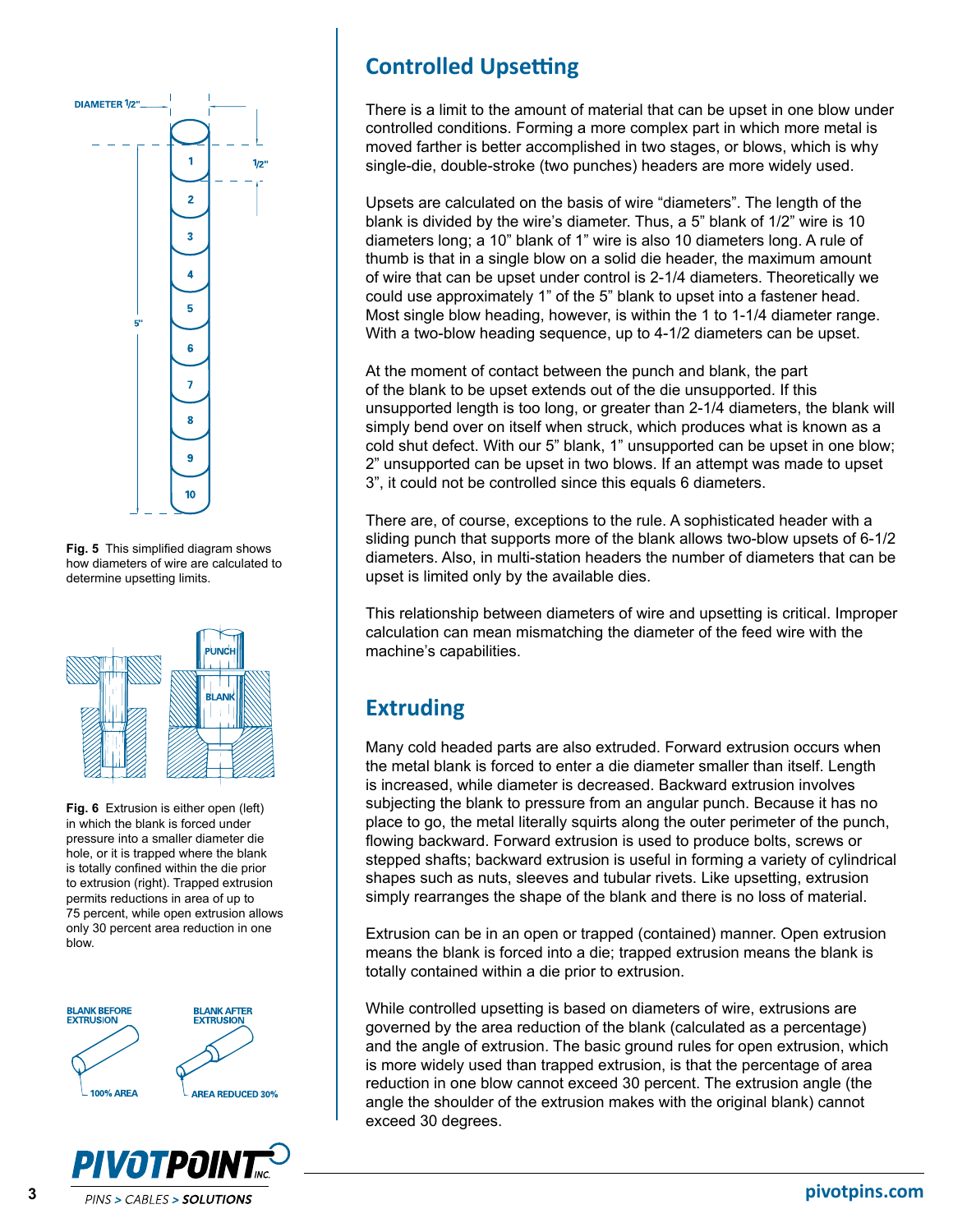Fig. 5 This simplified diagram shows how diameters of wire are calculated to determine upsetting limits.

Fig. 6 Extrusion is either open (left) in which the blank is forced under pressure into a smaller diameter die hole, or it is trapped where the blank is totally confined within the die prior to extrusion (right). Trapped extrusion permits reductions in area of up to 75 percent, while open extrusion allows only 30 percent area reduction in one blow.

## Controlled Upsetting

There is a limit to the amount of material that can be upset in one blow under controlled conditions. Forming a more complex part in which more metal is moved farther is better accomplished in two stages, or blows, which is why single-die, double-stroke (two punches) headers are more widely used.

Upsets are calculated on the basis of wire "diameters". The length of the blank is divided by the wire's diameter. Thus, a 5" blank of 1/2" wire is 10 diameters long; a 10" blank of 1" wire is also 10 diameters long. A rule of thumb is that in a single blow on a solid die header, the maximum amount of wire that can be upset under control is 2-1/4 diameters. Theoretically we could use approximately 1" of the 5" blank to upset into a fastener head. Most single blow heading, however, is within the 1 to 1-1/4 diameter range. With a two-blow heading sequence, up to 4-1/2 diameters can be upset.

At the moment of contact between the punch and blank, the part of the blank to be upset extends out of the die unsupported. If this unsupported length is too long, or greater than 2-1/4 diameters, the blank will simply bend over on itself when struck, which produces what is known as a cold shut defect. With our 5" blank, 1" unsupported can be upset in one blow; 2" unsupported can be upset in two blows. If an attempt was made to upset 3", it could not be controlled since this equals 6 diameters.

There are, of course, exceptions to the rule. A sophisticated header with a sliding punch that supports more of the blank allows two-blow upsets of 6-1/2 diameters. Also, in multi-station headers the number of diameters that can be upset is limited only by the available dies.

This relationship between diameters of wire and upsetting is critical. Improper calculation can mean mismatching the diameter of the feed wire with the machine's capabilities.

## Extruding

Many cold headed parts are also extruded. Forward extrusion occurs when the metal blank is forced to enter a die diameter smaller than itself. Length is increased, while diameter is decreased. Backward extrusion involves subjecting the blank to pressure from an angular punch. Because it has no place to go, the metal literally squirts along the outer perimeter of the punch, flowing backward. Forward extrusion is used to produce bolts, screws or stepped shafts; backward extrusion is useful in forming a variety of cylindrical shapes such as nuts, sleeves and tubular rivets. Like upsetting, extrusion simply rearranges the shape of the blank and there is no loss of material.

Extrusion can be in an open or trapped (contained) manner. Open extrusion means the blank is forced into a die; trapped extrusion means the blank is totally contained within a die prior to extrusion.

While controlled upsetting is based on diameters of wire, extrusions are governed by the area reduction of the blank (calculated as a percentage) and the angle of extrusion. The basic ground rules for open extrusion, which is more widely used than trapped extrusion, is that the percentage of area reduction in one blow cannot exceed 30 percent. The extrusion angle (the angle the shoulder of the extrusion makes with the original blank) cannot exceed 30 degrees.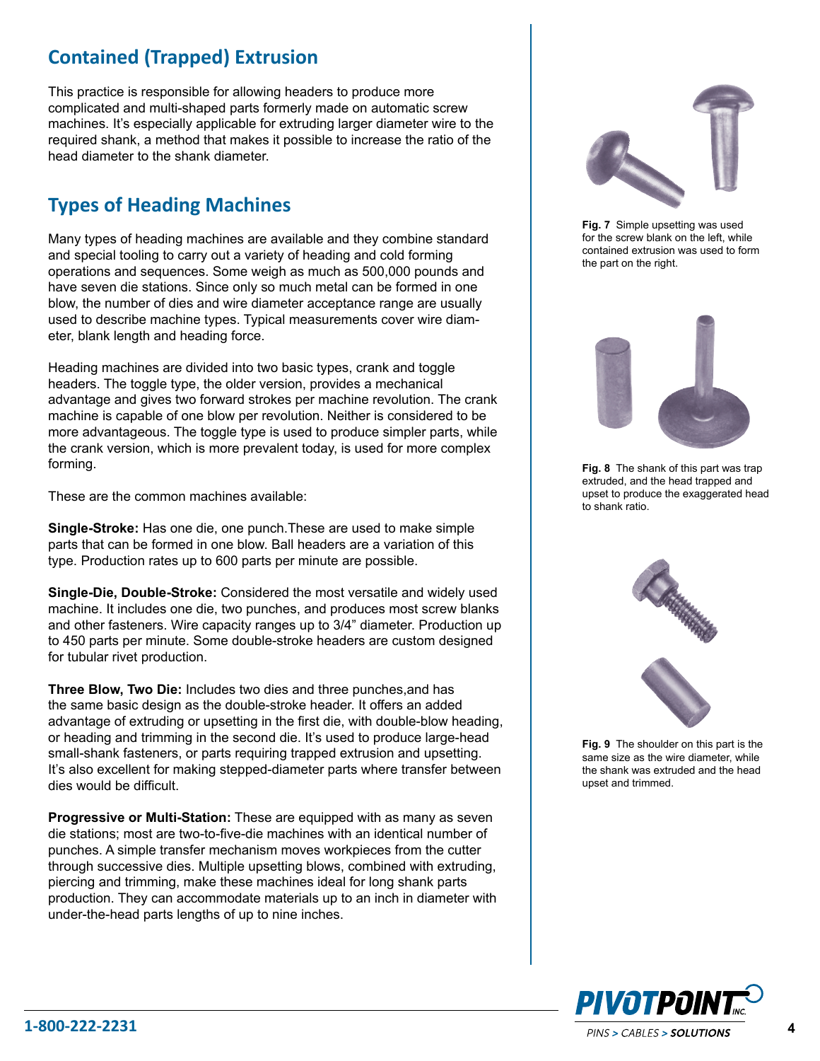## Contained (Trapped) Extrusion

This practice is responsible for allowing headers to produce more complicated and multi-shaped parts formerly made on automatic screw machines. It's especially applicable for extruding larger diameter wire to the required shank, a method that makes it possible to increase the ratio of the head diameter to the shank diameter.

## Types of Heading Machines

Many types of heading machines are available and they combine standard and special tooling to carry out a variety of heading and cold forming operations and sequences. Some weigh as much as 500,000 pounds and have seven die stations. Since only so much metal can be formed in one blow, the number of dies and wire acceptance range are usually used to describe machine types. Typical measurements cover wire diameter, blank length and heading force.

Heading machines are divided into two basic types, crank and toggle headers. The toggle type, the older version, provides a mechanical advantage and gives two forward strokes per machine revolution. The crank machine is capable of one blow per revolution. Neither is considered to be more advantageous. The toggle type is used to produce simpler parts, while the crank version, which is more prevalent today, is used for more complex forming.

These are the common machines available:

**Single-Stroke:** Has one die, one punch.These are used to make simple parts that can be formed in one blow. Ball headers are a variation of this type. Production rates up to 600 parts per minute are possible.

**Single-Die, Double-Stroke:** Considered the most versatile and widely used machine. It includes one die, two punches, and produces most screw blanks and other fasteners. Wire capacity ranges up to 3/4" diameter. Production up to 450 parts per minute. Some double-stroke headers are custom designed for tubular rivet production.

**Three Blow, Two Die:** Includes two dies and three punches,and has the same basic design as the double-stroke header. It offers an added advantage of extruding or upsetting in the first die, with double-blow heading, or heading and trimming in the second die. It's used to produce large-head small-shank fasteners, or parts requiring trapped extrusion and upsetting. It's also excellent for making stepped-diameter parts where transfer between dies would be difficult.

**Progressive or Multi-Station:** These are equipped with as many as seven die stations; most are two-to-five-die machines with an identical number of punches. A simple transfer mechanism moves workpieces from the cutter through successive dies. Multiple upsetting blows, combined with extruding, piercing and trimming, make these machines ideal for long shank parts production. They can accommodate materials up to an inch in diameter with under-the-head parts lengths of up to nine inches.

**Fig. 7** Simple upsetting was used for the screw blank on the left, while contained extrusion was used to form the part on the right.

**Fig. 8** The shank of this part was trap extruded, and the head trapped and upset to produce the exaggerated head to shank ratio.

**Fig. 9** The shoulder on this part is the same size as the wire diameter, while the shank was extruded and the head upset and trimmed.

1-800-222-2231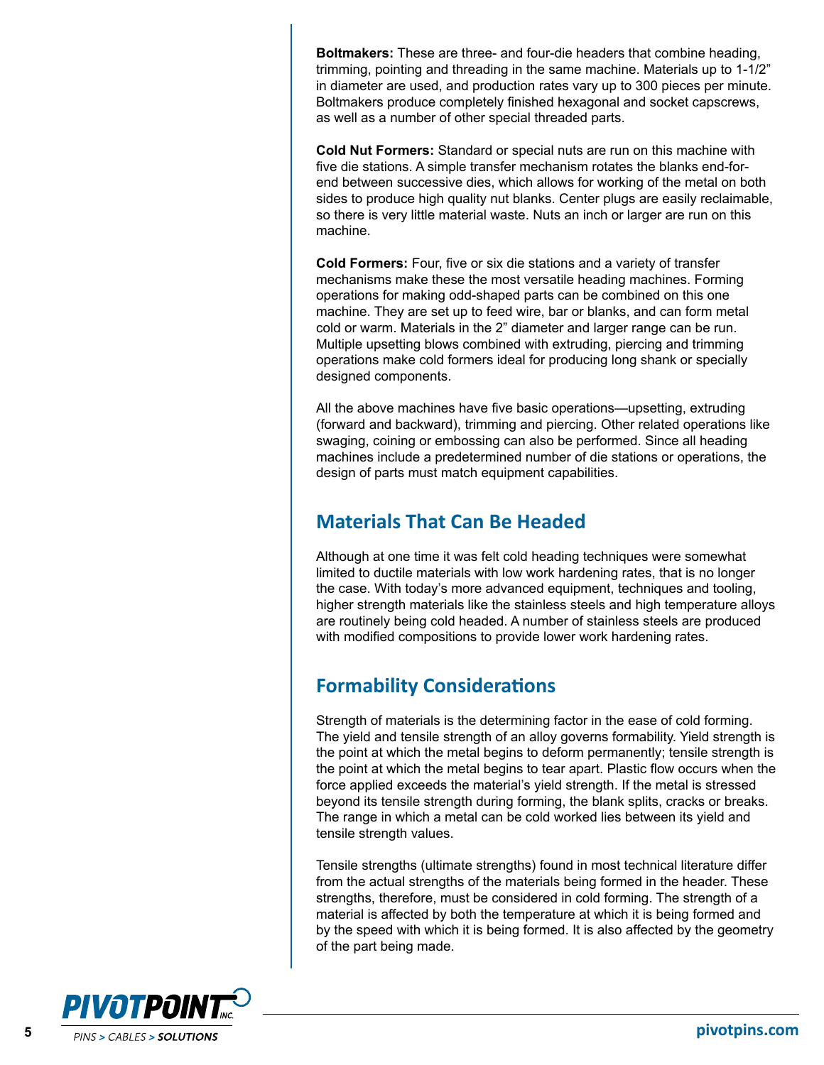**Boltmakers:** These are three- and four-die headers that combine heading, trimming, pointing and threading in the same machine. Materials up to 1-1/2" in diameter are used, and production rates vary up to 300 pieces per minute. Boltmakers produce completely finished hexagonal and socket capscrews, as well as a number of other special threaded parts.

**Cold Nut Formers:** Standard or special nuts are run on this machine with five die stations. A simple transfer mechanism rotates the blanks end-for-end between successive dies, which allows for working of the metal on both sides to produce high quality nut blanks. Center plugs are easily reclaimable, so there is very little material waste. Nuts an inch or larger are run on this machine.

**Cold Formers:** Four, five or six die stations and a variety of transfer mechanisms make these the most versatile heading machines. Forming operations for making odd-shaped parts can be combined on this one machine. They are set up to feed wire, bar or blanks, and can form metal cold or warm. Materials in the 2" diameter and larger range can be run. Multiple upsetting blows combined with extruding, piercing and trimming operations make cold formers ideal for producing long shank or specially designed components.

All the above machines have five basic operations—upsetting, extruding (forward and backward), trimming and piercing. Other related operations like swaging, coining or embossing can also be performed. Since all heading machines include a predetermined number of die stations or operations, the design of parts must match equipment capabilities.

## Materials That Can Be Headed

Although at one time it was felt cold heading techniques were somewhat limited to ductile materials with low work hardening rates, that is no longer the case. With today's more advanced equipment, techniques and tooling, higher strength materials like the stainless steels and high temperature alloys are routinely being cold headed. A number of stainless steels are produced with modified compositions to provide lower work hardening rates.

## Formability Considerations

Strength of materials is the determining factor in the ease of cold forming. The yield and tensile strength of an alloy governs formability. Yield strength is the point at which the metal begins to deform permanently; tensile strength is the point at which the metal begins to tear apart. Plastic flow occurs when the force applied exceeds the material's yield strength. If the metal is stressed beyond its tensile strength during forming, the blank splits, cracks or breaks. The range in which a metal can be cold worked lies between its yield and tensile strength values.

Tensile strengths (ultimate strengths) found in most technical literature differ from the actual strengths of the materials being formed in the header. These strengths, therefore, must be considered in cold forming. The strength of a material is affected by both the temperature at which it is being formed and by the speed with which it is being formed. It is also affected by the geometry of the part being made.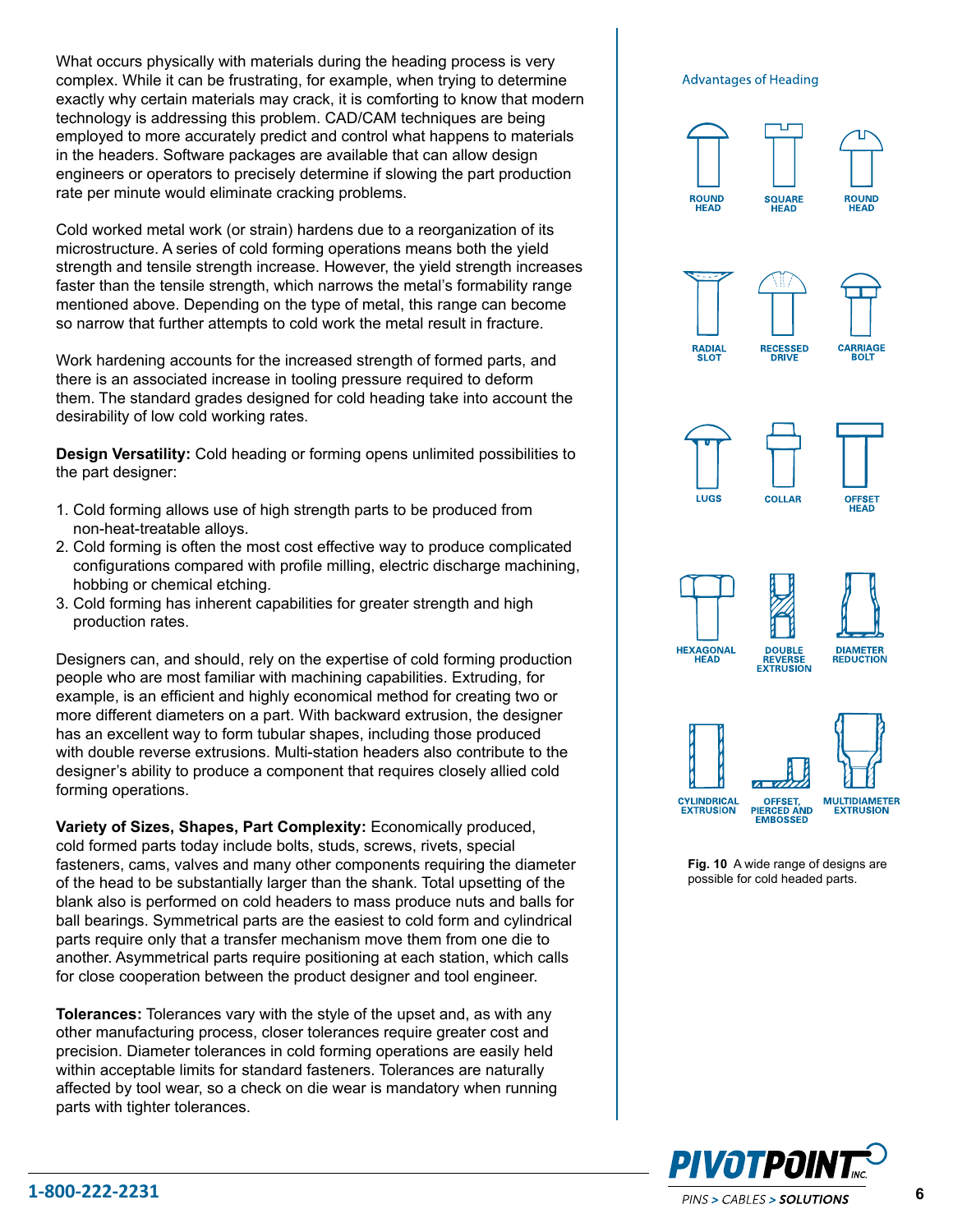What occurs physically with materials during the heading process is very complex. While it can be frustrating, for example, when trying to determine exactly why certain materials may crack, it is comforting to know that modern technology is addressing this problem. CAD/CAM techniques are being employed to more accurately predict and control what happens to materials in the headers. Software packages are available that can allow design engineers or operators to precisely determine if slowing the part production rate per minute would eliminate cracking problems.

Cold worked metal work (or strain) hardens due to a reorganization of its microstructure. A series of cold forming operations means both the yield strength and tensile strength increase. However, the yield strength increases faster than the tensile strength, which narrows the metal's formability range mentioned above. Depending on the type of metal, this range can become so narrow that further attempts to cold work the metal result in fracture.

Work hardening accounts for the increased strength of formed parts, and there is an associated increase in tooling pressure required to deform them. The standard grades designed for cold heading take into account the desirability of low cold working rates.

**Design Versatility:** Cold heading or forming opens unlimited possibilities to the part designer:

1. Cold forming allows use of high strength parts to be produced from non-heat-treatable alloys.
2. Cold forming is often the most cost effective way to produce complicated configurations compared with profile milling, electric discharge machining, hobbing or chemical etching.
3. Cold forming has inherent capabilities for greater strength and high production rates.

Designers can, and should, rely on the expertise of cold forming production people who are most familiar with machining capabilities. Extruding, for example, is an efficient and highly economical method for creating two or more different diameters on a part. With backward extrusion, the designer has an excellent way to form tubular shapes, including those produced with double reverse extrusions. Multi-station headers also contribute to the designer's ability to produce a component that requires closely allied cold forming operations.

**Variety of Sizes, Shapes, Part Complexity:** Economically produced, cold formed parts today include bolts, studs, screws, rivets, special fasteners, cams, valves and many other components requiring the diameter of the head to be substantially larger than the shank. Total upsetting of the blank also is performed on cold headers to mass produce nuts and balls for ball bearings. Symmetrical parts are the easiest to cold form and cylindrical parts require only that a transfer mechanism move them from one die to another. Asymmetrical parts require positioning at each station, which calls for close cooperation between the product designer and tool engineer.

**Tolerances:** Tolerances vary with the style of the upset and, as with any other manufacturing process, closer tolerances require greater cost and precision. Diameter tolerances in cold forming operations are easily held within acceptable limits for standard fasteners. Tolerances are naturally affected by tool wear, so a check on die wear is mandatory when running parts with tighter tolerances.

Advantages of Heading

ROUND HEAD | SQUARE HEAD | ROUND HEAD

RADIAL SLOT | RECESSED DRIVE | CARRIAGE BOLT

LUGS | COLLAR | OFFSET HEAD

HEXAGONAL HEAD | DOUBLE REVERSE EXTRUSION | DIAMETER REDUCTION

CYLINDRICAL EXTRUSION | OFFSET, PIERCED AND EMBOSSED | MULTIDIAMETER EXTRUSION

**Fig. 10** A wide range of designs are possible for cold headed parts.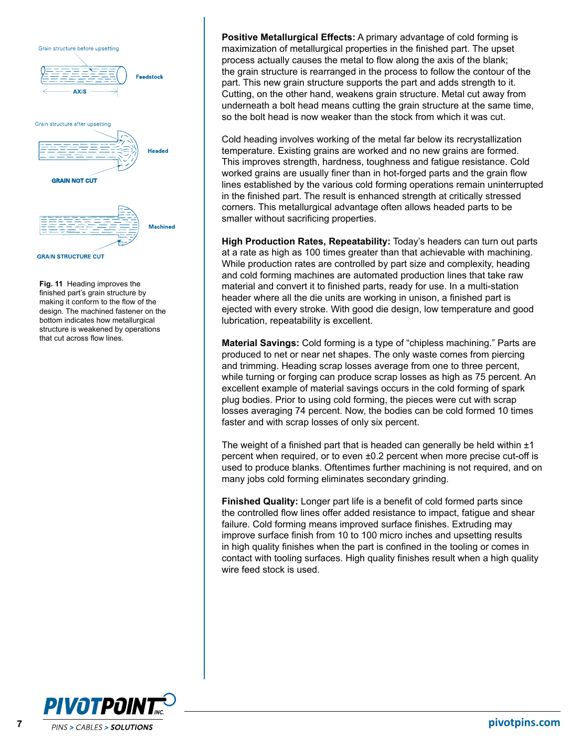Grain structure before upsetting

Feedstock

AXIS

Grain structure after upsetting

Headed

GRAIN NOT CUT

Machined

GRAIN STRUCTURE CUT

**Fig. 11** Heading improves the finished part's grain structure by making it conform to the flow of the design. The machined fastener on the bottom indicates how metallurgical structure is weakened by operations that cut across flow lines.

**Positive Metallurgical Effects:** A primary advantage of cold forming is maximization of metallurgical properties in the finished part. The upset process actually causes the metal to flow along the axis of the blank; the grain structure is rearranged in the process to follow the contour of the part. This new grain structure supports the part and adds strength to it. Cutting, on the other hand, weakens grain structure. Metal cut away from underneath a bolt head means cutting the grain structure at the same time, so the bolt head is now weaker than the stock from which it was cut.

Cold heading involves working of the metal far below its recrystallization temperature. Existing grains are worked and no new grains are formed. This improves strength, hardness, toughness and fatigue resistance. Cold worked grains are usually finer than in hot-forged parts and the grain flow lines established by the various cold forming operations remain uninterrupted in the finished part. The result is enhanced strength at critically stressed corners. This metallurgical advantage often allows headed parts to be smaller without sacrificing properties.

**High Production Rates, Repeatability:** Today's headers can turn out parts at a rate as high as 100 times greater than that achievable with machining. While production rates are controlled by part size and complexity, heading and cold forming machines are automated production lines that take raw material and convert it to finished parts, ready for use. In a multi-station header where all the die units are working in unison, a finished part is ejected with every stroke. With good die design, low temperature and good lubrication, repeatability is excellent.

**Material Savings:** Cold forming is a type of "chipless machining." Parts are produced to net or near net shapes. The only waste comes from piercing and trimming. Heading scrap losses average from one to three percent, while turning or forging can produce scrap losses as high as 75 percent. An excellent example of material savings occurs in the cold forming of spark plug bodies. Prior to using cold forming, the pieces were cut with scrap losses averaging 74 percent. Now, the bodies can be cold formed 10 times faster and with scrap losses of only six percent.

The weight of a finished part that is headed can generally be held within ±1 percent when required, or to even ±0.2 percent when more precise cut-off is used to produce blanks. Oftentimes further machining is not required, and on many jobs cold forming eliminates secondary grinding.

**Finished Quality:** Longer part life is a benefit of cold formed parts since the controlled flow lines offer added resistance to impact, fatigue and shear failure. Cold forming means improved surface finishes. Extruding may improve surface finish from 10 to 100 micro inches and upsetting results in high quality finishes when the part is confined in the tooling or comes in contact with tooling surfaces. High quality finishes result when a high quality wire feed stock is used.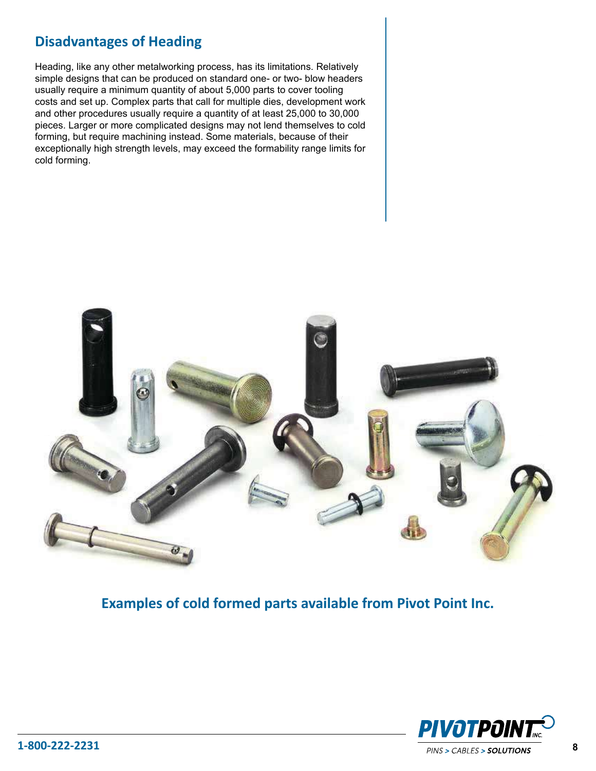## Disadvantages of Heading

Heading, like any other metalworking process, has its limitations. Relatively simple designs that can be produced on standard one- or two- blow headers usually require a minimum quantity of about 5,000 parts to cover tooling costs and set up. Complex parts that call for multiple dies, development work and other procedures usually require a quantity of at least 25,000 to 30,000 pieces. Larger or more complicated designs may not lend themselves to cold forming, but require machining instead. Some materials, because of their exceptionally high strength levels, may exceed the formability range limits for cold forming.

**Examples of cold formed parts available from Pivot Point Inc.**

1-800-222-2231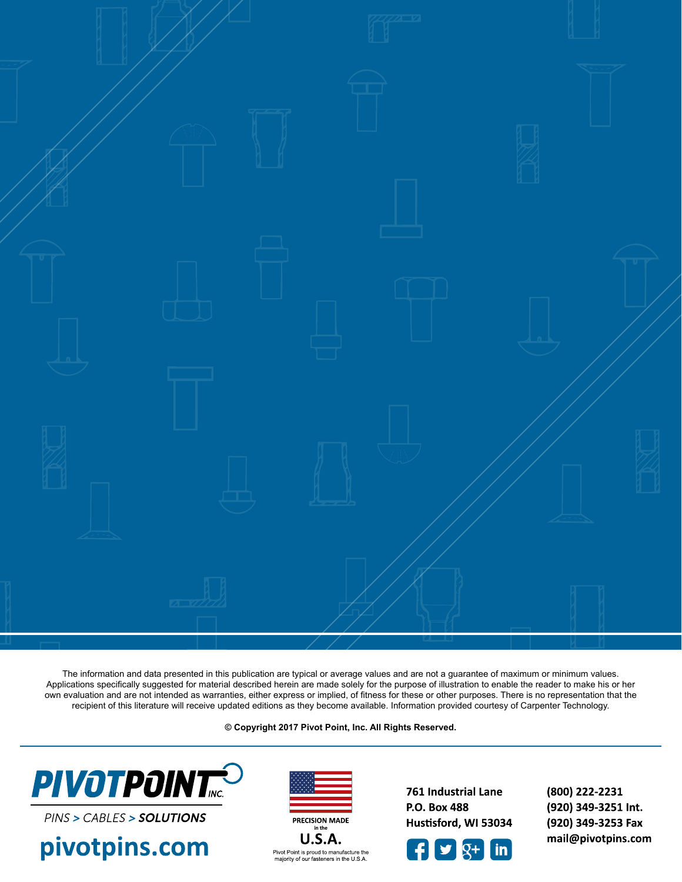The information and data presented in this publication are typical or average values and are not a guarantee of maximum or minimum values. Applications specifically suggested for material described herein are made solely for the purpose of illustration to enable the reader to make his or her own evaluation and are not intended as warranties, either express or implied, of fitness for these or other purposes. There is no representation that the recipient of this literature will receive updated editions as they become available. Information provided courtesy of Carpenter Technology.

**© Copyright 2017 Pivot Point, Inc. All Rights Reserved.**

**PIVOTPOINT** INC.

*PINS > CABLES > SOLUTIONS*

**pivotpins.com**

PRECISION MADE in the U.S.A.

Pivot Point is proud to manufacture the majority of our fasteners in the U.S.A.

**761 Industrial Lane**
**P.O. Box 488**
**Hustisford, WI 53034**

**(800) 222-2231**
**(920) 349-3251 Int.**
**(920) 349-3253 Fax**
**mail@pivotpins.com**